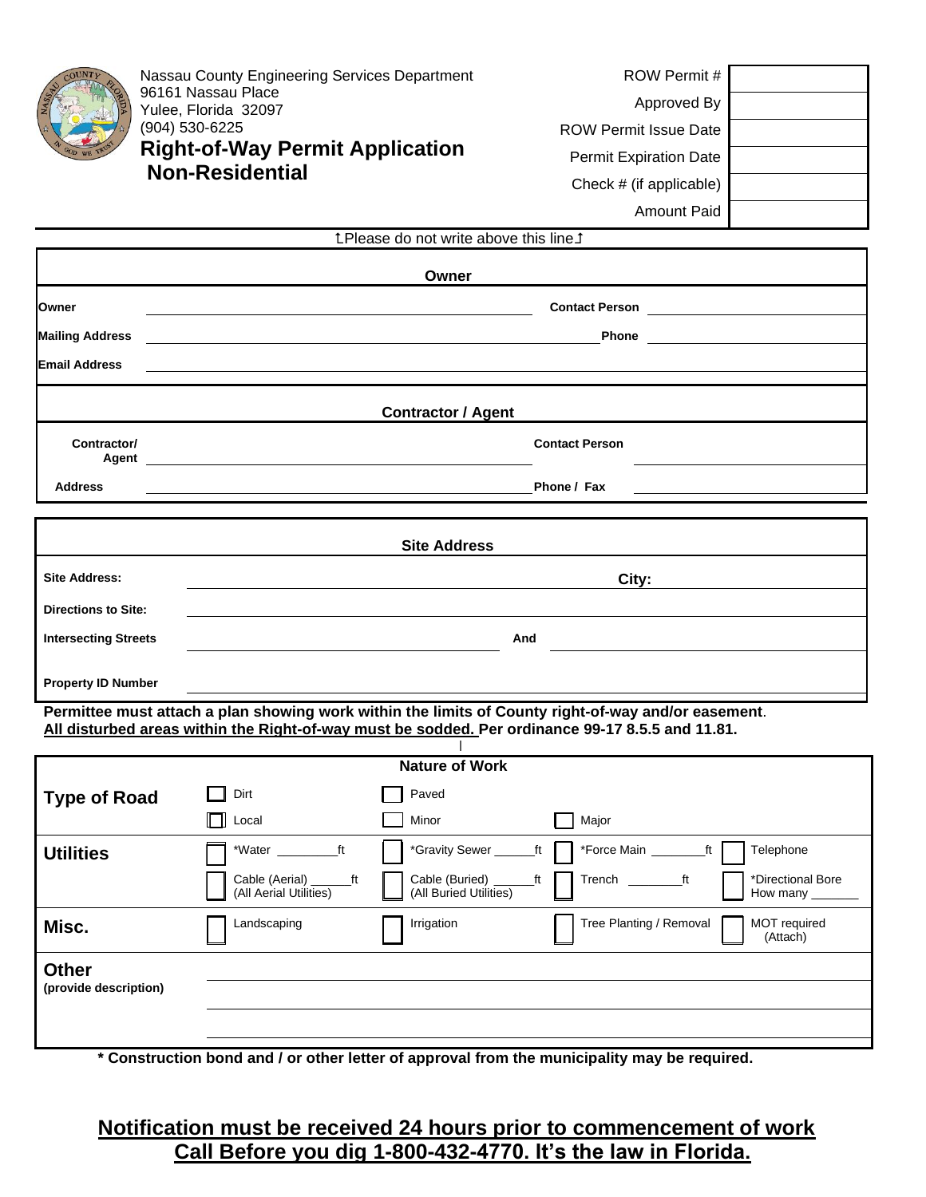Nassau County Engineering Services Department
96161 Nassau Place
Yulee, Florida 32097
(904) 530-6225

# Right-of-Way Permit Application Non-Residential

| | |
|---|---|
| ROW Permit # | |
| Approved By | |
| ROW Permit Issue Date | |
| Permit Expiration Date | |
| Check # (if applicable) | |
| Amount Paid | |

↥Please do not write above this line↥

## Owner

**Owner** ______________________ **Contact Person** ______________________

**Mailing Address** ______________________ **Phone** ______________________

**Email Address** ______________________

## Contractor / Agent

**Contractor/ Agent** ______________________ **Contact Person** ______________________

**Address** ______________________ **Phone / Fax** ______________________

## Site Address

**Site Address:** ______________________ **City:** ______________________

**Directions to Site:** ______________________

**Intersecting Streets** ______________________ **And** ______________________

**Property ID Number** ______________________

**Permittee must attach a plan showing work within the limits of County right-of-way and/or easement.**
**<u>All disturbed areas within the Right-of-way must be sodded.</u> Per ordinance 99-17 8.5.5 and 11.81.**

## Nature of Work

| | | | | |
|---|---|---|---|---|
| **Type of Road** | ☐ Dirt | ☐ Paved | | |
| | ☐ Local | ☐ Minor | ☐ Major | |
| **Utilities** | ☐ *Water ________ft | ☐ *Gravity Sewer ______ft | ☐ *Force Main ________ft | ☐ Telephone |
| | ☐ Cable (Aerial) ______ft (All Aerial Utilities) | ☐ Cable (Buried) ______ft (All Buried Utilities) | ☐ Trench ________ft | ☐ *Directional Bore How many _______ |
| **Misc.** | ☐ Landscaping | ☐ Irrigation | ☐ Tree Planting / Removal | ☐ MOT required (Attach) |
| **Other** (provide description) | | | | |

**\* Construction bond and / or other letter of approval from the municipality may be required.**

**<u>Notification must be received 24 hours prior to commencement of work</u>**
**<u>Call Before you dig 1-800-432-4770. It's the law in Florida.</u>**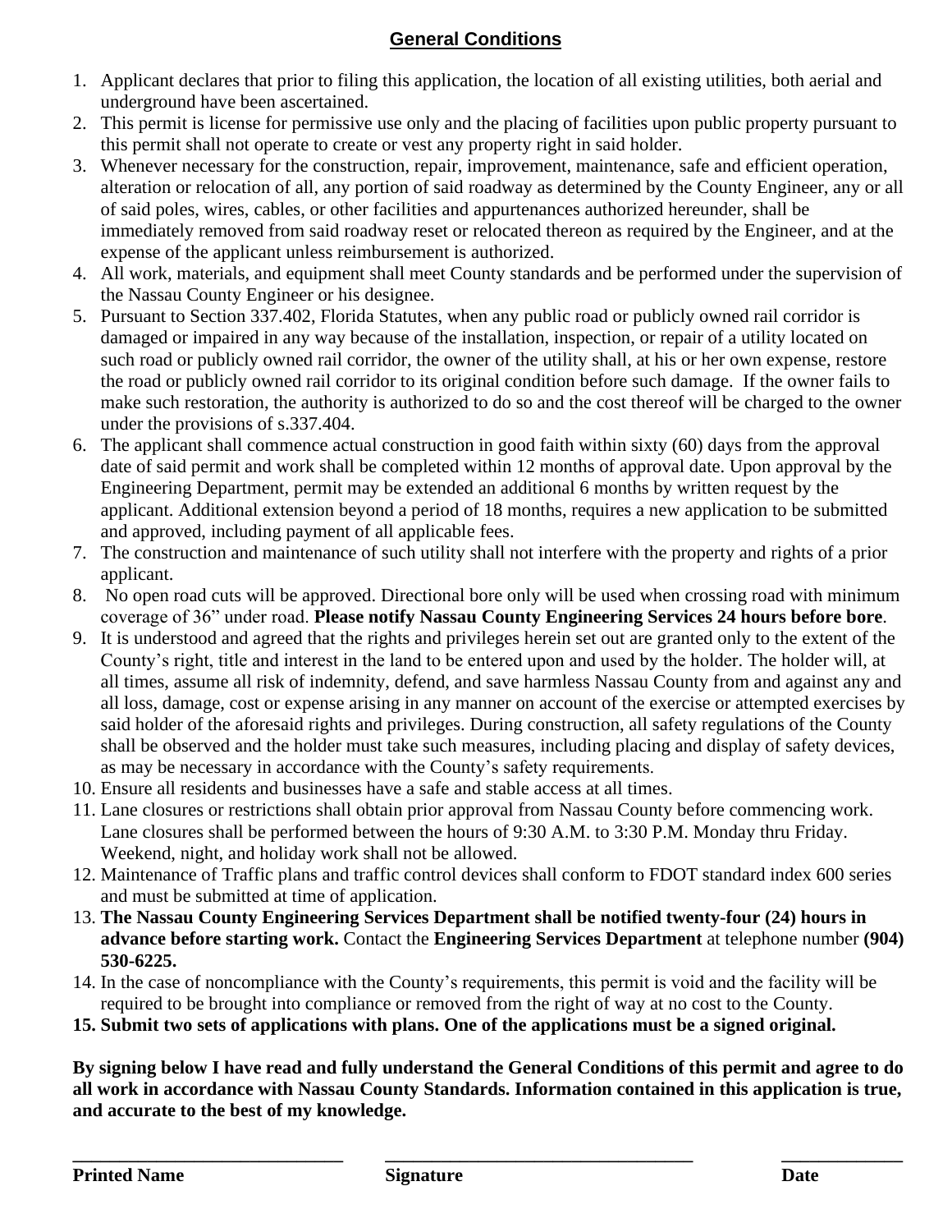## **General Conditions**

1. Applicant declares that prior to filing this application, the location of all existing utilities, both aerial and underground have been ascertained.
2. This permit is license for permissive use only and the placing of facilities upon public property pursuant to this permit shall not operate to create or vest any property right in said holder.
3. Whenever necessary for the construction, repair, improvement, maintenance, safe and efficient operation, alteration or relocation of all, any portion of said roadway as determined by the County Engineer, any or all of said poles, wires, cables, or other facilities and appurtenances authorized hereunder, shall be immediately removed from said roadway reset or relocated thereon as required by the Engineer, and at the expense of the applicant unless reimbursement is authorized.
4. All work, materials, and equipment shall meet County standards and be performed under the supervision of the Nassau County Engineer or his designee.
5. Pursuant to Section 337.402, Florida Statutes, when any public road or publicly owned rail corridor is damaged or impaired in any way because of the installation, inspection, or repair of a utility located on such road or publicly owned rail corridor, the owner of the utility shall, at his or her own expense, restore the road or publicly owned rail corridor to its original condition before such damage. If the owner fails to make such restoration, the authority is authorized to do so and the cost thereof will be charged to the owner under the provisions of s.337.404.
6. The applicant shall commence actual construction in good faith within sixty (60) days from the approval date of said permit and work shall be completed within 12 months of approval date. Upon approval by the Engineering Department, permit may be extended an additional 6 months by written request by the applicant. Additional extension beyond a period of 18 months, requires a new application to be submitted and approved, including payment of all applicable fees.
7. The construction and maintenance of such utility shall not interfere with the property and rights of a prior applicant.
8. No open road cuts will be approved. Directional bore only will be used when crossing road with minimum coverage of 36" under road. **Please notify Nassau County Engineering Services 24 hours before bore**.
9. It is understood and agreed that the rights and privileges herein set out are granted only to the extent of the County's right, title and interest in the land to be entered upon and used by the holder. The holder will, at all times, assume all risk of indemnity, defend, and save harmless Nassau County from and against any and all loss, damage, cost or expense arising in any manner on account of the exercise or attempted exercises by said holder of the aforesaid rights and privileges. During construction, all safety regulations of the County shall be observed and the holder must take such measures, including placing and display of safety devices, as may be necessary in accordance with the County's safety requirements.
10. Ensure all residents and businesses have a safe and stable access at all times.
11. Lane closures or restrictions shall obtain prior approval from Nassau County before commencing work. Lane closures shall be performed between the hours of 9:30 A.M. to 3:30 P.M. Monday thru Friday. Weekend, night, and holiday work shall not be allowed.
12. Maintenance of Traffic plans and traffic control devices shall conform to FDOT standard index 600 series and must be submitted at time of application.
13. **The Nassau County Engineering Services Department shall be notified twenty-four (24) hours in advance before starting work.** Contact the **Engineering Services Department** at telephone number **(904) 530-6225.**
14. In the case of noncompliance with the County's requirements, this permit is void and the facility will be required to be brought into compliance or removed from the right of way at no cost to the County.
15. **Submit two sets of applications with plans. One of the applications must be a signed original.**

**By signing below I have read and fully understand the General Conditions of this permit and agree to do all work in accordance with Nassau County Standards. Information contained in this application is true, and accurate to the best of my knowledge.**

| | | |
|---|---|---|
| ______________________________ | ______________________________ | ____________ |
| **Printed Name** | **Signature** | **Date** |